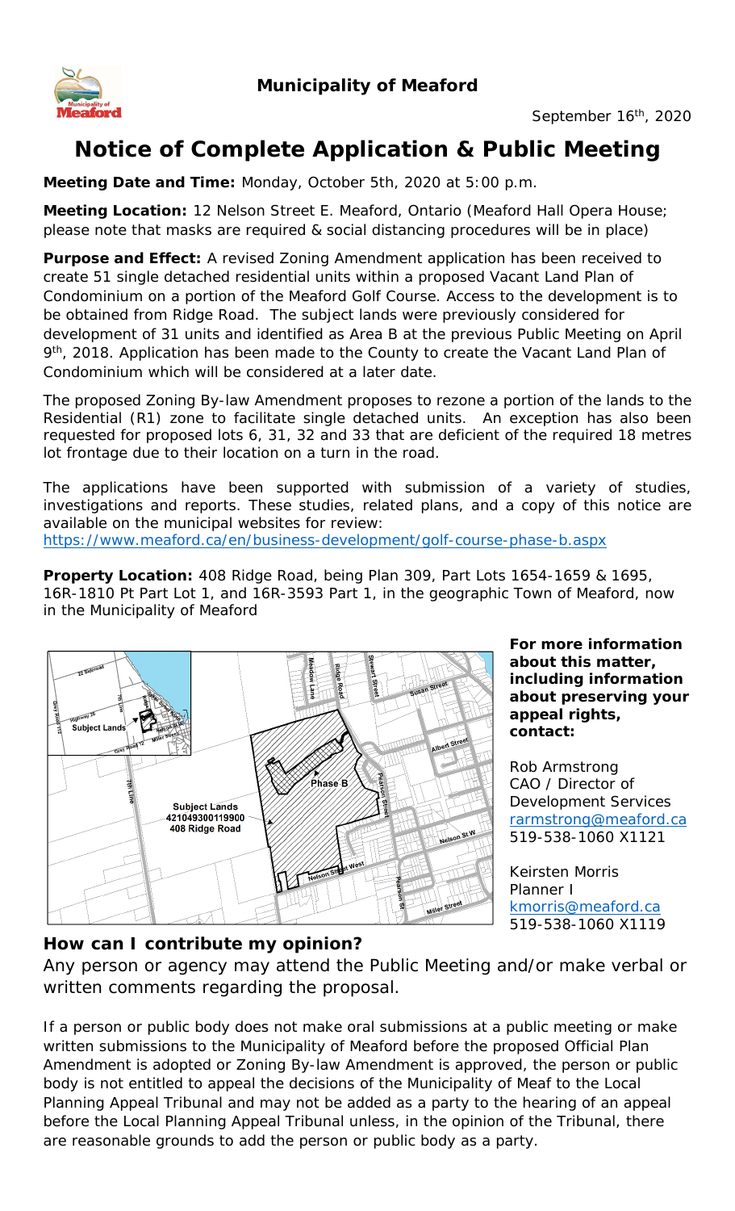**Municipality of Meaford**

September 16th, 2020

# Notice of Complete Application & Public Meeting

**Meeting Date and Time:** Monday, October 5th, 2020 at 5:00 p.m.

**Meeting Location:** 12 Nelson Street E. Meaford, Ontario (Meaford Hall Opera House; please note that masks are required & social distancing procedures will be in place)

**Purpose and Effect:** A revised Zoning Amendment application has been received to create 51 single detached residential units within a proposed Vacant Land Plan of Condominium on a portion of the Meaford Golf Course. Access to the development is to be obtained from Ridge Road. The subject lands were previously considered for development of 31 units and identified as Area B at the previous Public Meeting on April 9th, 2018. Application has been made to the County to create the Vacant Land Plan of Condominium which will be considered at a later date.

The proposed Zoning By-law Amendment proposes to rezone a portion of the lands to the Residential (R1) zone to facilitate single detached units. An exception has also been requested for proposed lots 6, 31, 32 and 33 that are deficient of the required 18 metres lot frontage due to their location on a turn in the road.

The applications have been supported with submission of a variety of studies, investigations and reports. These studies, related plans, and a copy of this notice are available on the municipal websites for review:
https://www.meaford.ca/en/business-development/golf-course-phase-b.aspx

**Property Location:** 408 Ridge Road, being Plan 309, Part Lots 1654-1659 & 1695, 16R-1810 Pt Part Lot 1, and 16R-3593 Part 1, in the geographic Town of Meaford, now in the Municipality of Meaford

**For more information about this matter, including information about preserving your appeal rights, contact:**

Rob Armstrong
CAO / Director of Development Services
rarmstrong@meaford.ca
519-538-1060 X1121

Keirsten Morris
Planner I
kmorris@meaford.ca
519-538-1060 X1119

## How can I contribute my opinion?

Any person or agency may attend the Public Meeting and/or make verbal or written comments regarding the proposal.

If a person or public body does not make oral submissions at a public meeting or make written submissions to the Municipality of Meaford before the proposed Official Plan Amendment is adopted or Zoning By-law Amendment is approved, the person or public body is not entitled to appeal the decisions of the Municipality of Meaf to the Local Planning Appeal Tribunal and may not be added as a party to the hearing of an appeal before the Local Planning Appeal Tribunal unless, in the opinion of the Tribunal, there are reasonable grounds to add the person or public body as a party.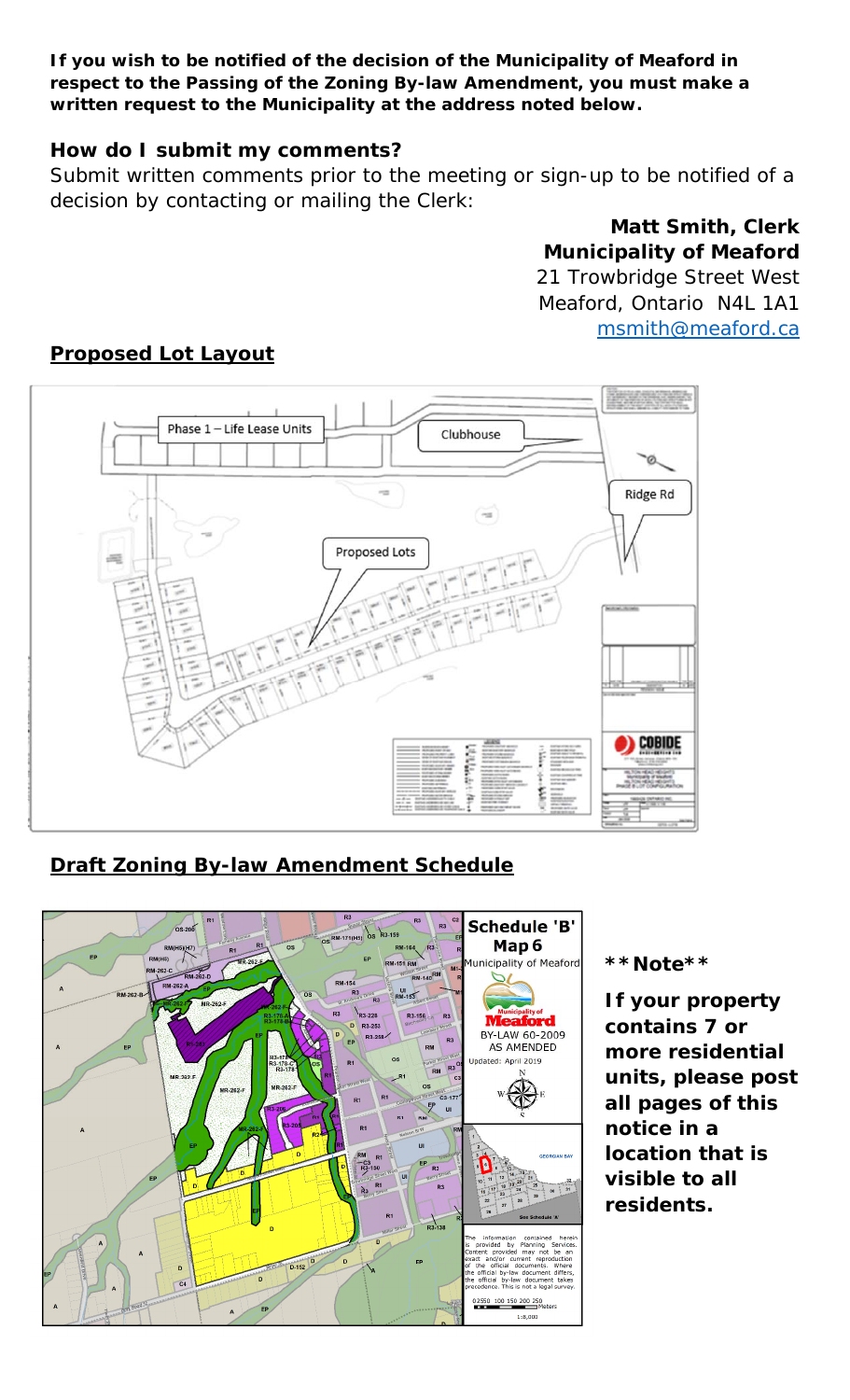**If you wish to be notified of the decision of the Municipality of Meaford in respect to the Passing of the Zoning By-law Amendment, you must make a written request to the Municipality at the address noted below.**

### How do I submit my comments?

Submit written comments prior to the meeting or sign-up to be notified of a decision by contacting or mailing the Clerk:

**Matt Smith, Clerk**
**Municipality of Meaford**
21 Trowbridge Street West
Meaford, Ontario N4L 1A1
msmith@meaford.ca

## Proposed Lot Layout

Phase 1 – Life Lease Units

Clubhouse

Ridge Rd

Proposed Lots

## Draft Zoning By-law Amendment Schedule

Schedule 'B'
Map 6
Municipality of Meaford
BY-LAW 60-2009
AS AMENDED
Updated: April 2019

The information contained herein is provided by Planning Services. Content provided may not be an exact and/or current reproduction of the official documents. Where the official by-law document differs, the official by-law document takes precedence. This is not a legal survey.

1:8,000

****Note****

**If your property contains 7 or more residential units, please post all pages of this notice in a location that is visible to all residents.**